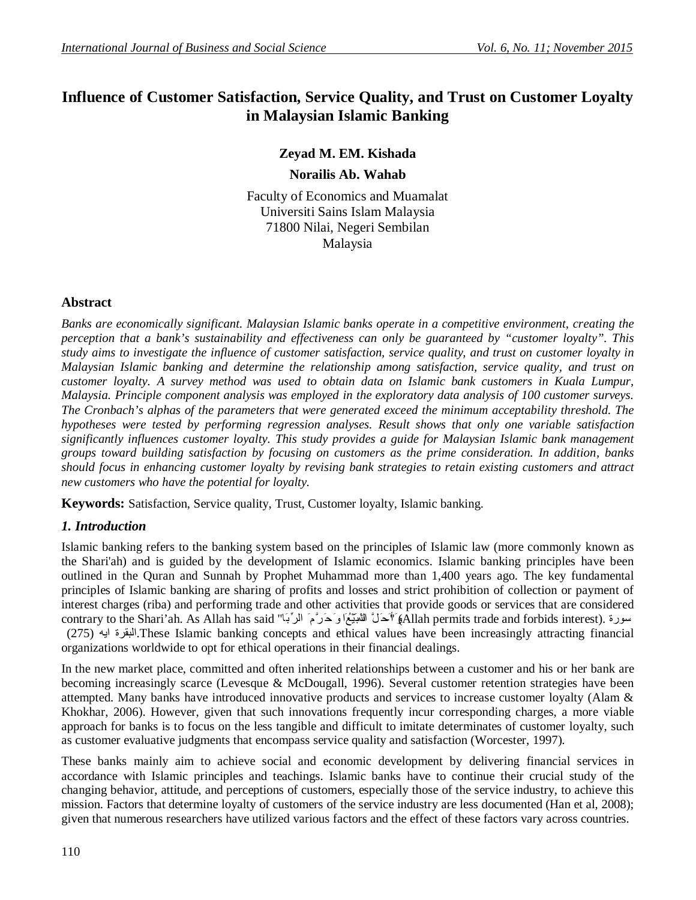# Influence of Customer Satisfaction, Service Quality, and Trust on Customer Loyalty in Malaysian Islamic Banking

**Zeyad M. EM. Kishada**

**Norailis Ab. Wahab**

Faculty of Economics and Muamalat
Universiti Sains Islam Malaysia
71800 Nilai, Negeri Sembilan
Malaysia

## Abstract

*Banks are economically significant. Malaysian Islamic banks operate in a competitive environment, creating the perception that a bank's sustainability and effectiveness can only be guaranteed by "customer loyalty". This study aims to investigate the influence of customer satisfaction, service quality, and trust on customer loyalty in Malaysian Islamic banking and determine the relationship among satisfaction, service quality, and trust on customer loyalty. A survey method was used to obtain data on Islamic bank customers in Kuala Lumpur, Malaysia. Principle component analysis was employed in the exploratory data analysis of 100 customer surveys. The Cronbach's alphas of the parameters that were generated exceed the minimum acceptability threshold. The hypotheses were tested by performing regression analyses. Result shows that only one variable satisfaction significantly influences customer loyalty. This study provides a guide for Malaysian Islamic bank management groups toward building satisfaction by focusing on customers as the prime consideration. In addition, banks should focus in enhancing customer loyalty by revising bank strategies to retain existing customers and attract new customers who have the potential for loyalty.*

**Keywords:** Satisfaction, Service quality, Trust, Customer loyalty, Islamic banking.

## *1. Introduction*

Islamic banking refers to the banking system based on the principles of Islamic law (more commonly known as the Shari'ah) and is guided by the development of Islamic economics. Islamic banking principles have been outlined in the Quran and Sunnah by Prophet Muhammad more than 1,400 years ago. The key fundamental principles of Islamic banking are sharing of profits and losses and strict prohibition of collection or payment of interest charges (riba) and performing trade and other activities that provide goods or services that are considered contrary to the Shari'ah. As Allah has said "وَأَحَلَّ اللَّهُ الْبَيْعَ وَحَرَّمَ الرِّبَا" (Allah permits trade and forbids interest). سورة البقرة ايه (275).These Islamic banking concepts and ethical values have been increasingly attracting financial organizations worldwide to opt for ethical operations in their financial dealings.

In the new market place, committed and often inherited relationships between a customer and his or her bank are becoming increasingly scarce (Levesque & McDougall, 1996). Several customer retention strategies have been attempted. Many banks have introduced innovative products and services to increase customer loyalty (Alam & Khokhar, 2006). However, given that such innovations frequently incur corresponding charges, a more viable approach for banks is to focus on the less tangible and difficult to imitate determinates of customer loyalty, such as customer evaluative judgments that encompass service quality and satisfaction (Worcester, 1997).

These banks mainly aim to achieve social and economic development by delivering financial services in accordance with Islamic principles and teachings. Islamic banks have to continue their crucial study of the changing behavior, attitude, and perceptions of customers, especially those of the service industry, to achieve this mission. Factors that determine loyalty of customers of the service industry are less documented (Han et al, 2008); given that numerous researchers have utilized various factors and the effect of these factors vary across countries.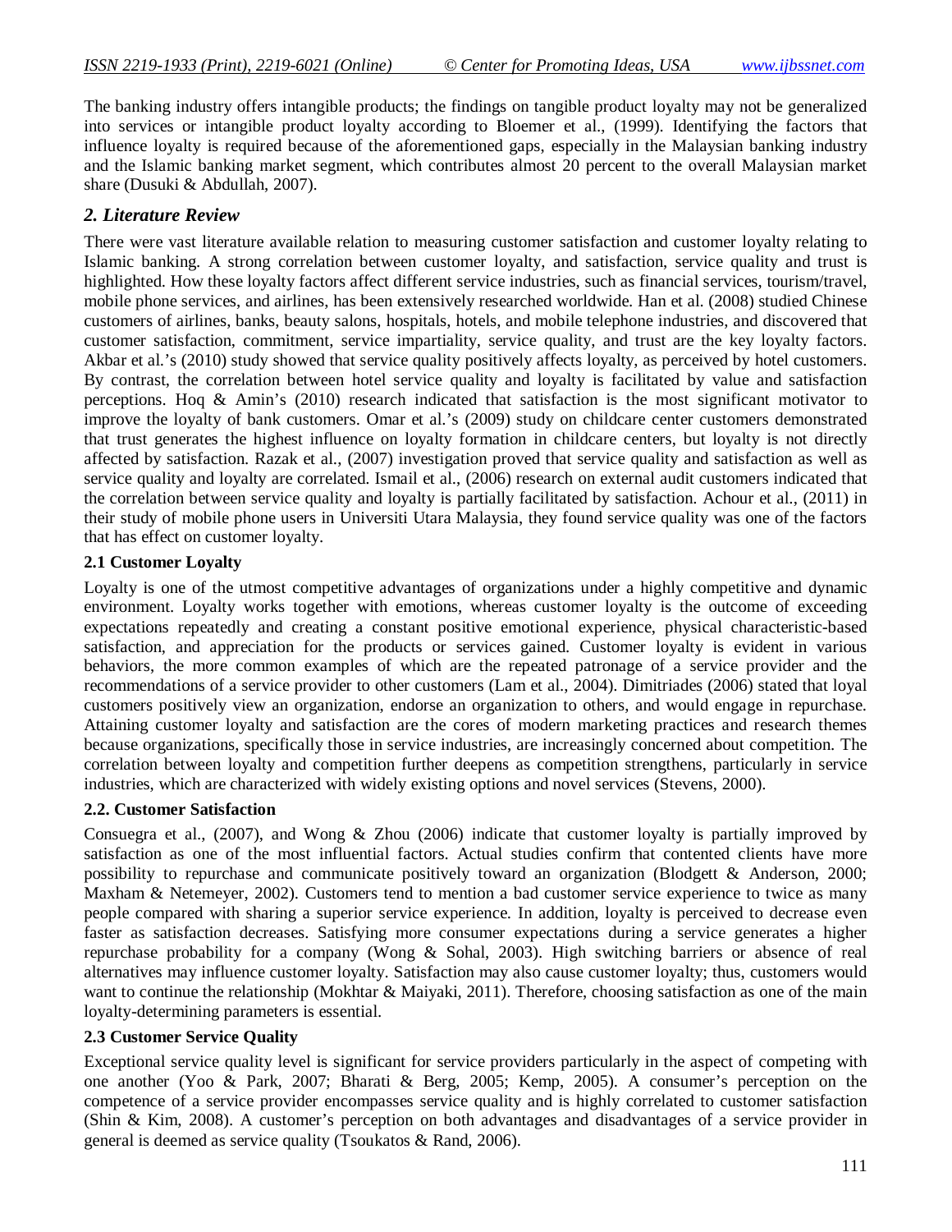The banking industry offers intangible products; the findings on tangible product loyalty may not be generalized into services or intangible product loyalty according to Bloemer et al., (1999). Identifying the factors that influence loyalty is required because of the aforementioned gaps, especially in the Malaysian banking industry and the Islamic banking market segment, which contributes almost 20 percent to the overall Malaysian market share (Dusuki & Abdullah, 2007).

## *2. Literature Review*

There were vast literature available relation to measuring customer satisfaction and customer loyalty relating to Islamic banking. A strong correlation between customer loyalty, and satisfaction, service quality and trust is highlighted. How these loyalty factors affect different service industries, such as financial services, tourism/travel, mobile phone services, and airlines, has been extensively researched worldwide. Han et al. (2008) studied Chinese customers of airlines, banks, beauty salons, hospitals, hotels, and mobile telephone industries, and discovered that customer satisfaction, commitment, service impartiality, service quality, and trust are the key loyalty factors. Akbar et al.'s (2010) study showed that service quality positively affects loyalty, as perceived by hotel customers. By contrast, the correlation between hotel service quality and loyalty is facilitated by value and satisfaction perceptions. Hoq & Amin's (2010) research indicated that satisfaction is the most significant motivator to improve the loyalty of bank customers. Omar et al.'s (2009) study on childcare center customers demonstrated that trust generates the highest influence on loyalty formation in childcare centers, but loyalty is not directly affected by satisfaction. Razak et al., (2007) investigation proved that service quality and satisfaction as well as service quality and loyalty are correlated. Ismail et al., (2006) research on external audit customers indicated that the correlation between service quality and loyalty is partially facilitated by satisfaction. Achour et al., (2011) in their study of mobile phone users in Universiti Utara Malaysia, they found service quality was one of the factors that has effect on customer loyalty.

### 2.1 Customer Loyalty

Loyalty is one of the utmost competitive advantages of organizations under a highly competitive and dynamic environment. Loyalty works together with emotions, whereas customer loyalty is the outcome of exceeding expectations repeatedly and creating a constant positive emotional experience, physical characteristic-based satisfaction, and appreciation for the products or services gained. Customer loyalty is evident in various behaviors, the more common examples of which are the repeated patronage of a service provider and the recommendations of a service provider to other customers (Lam et al., 2004). Dimitriades (2006) stated that loyal customers positively view an organization, endorse an organization to others, and would engage in repurchase. Attaining customer loyalty and satisfaction are the cores of modern marketing practices and research themes because organizations, specifically those in service industries, are increasingly concerned about competition. The correlation between loyalty and competition further deepens as competition strengthens, particularly in service industries, which are characterized with widely existing options and novel services (Stevens, 2000).

### 2.2. Customer Satisfaction

Consuegra et al., (2007), and Wong & Zhou (2006) indicate that customer loyalty is partially improved by satisfaction as one of the most influential factors. Actual studies confirm that contented clients have more possibility to repurchase and communicate positively toward an organization (Blodgett & Anderson, 2000; Maxham & Netemeyer, 2002). Customers tend to mention a bad customer service experience to twice as many people compared with sharing a superior service experience. In addition, loyalty is perceived to decrease even faster as satisfaction decreases. Satisfying more consumer expectations during a service generates a higher repurchase probability for a company (Wong & Sohal, 2003). High switching barriers or absence of real alternatives may influence customer loyalty. Satisfaction may also cause customer loyalty; thus, customers would want to continue the relationship (Mokhtar & Maiyaki, 2011). Therefore, choosing satisfaction as one of the main loyalty-determining parameters is essential.

### 2.3 Customer Service Quality

Exceptional service quality level is significant for service providers particularly in the aspect of competing with one another (Yoo & Park, 2007; Bharati & Berg, 2005; Kemp, 2005). A consumer's perception on the competence of a service provider encompasses service quality and is highly correlated to customer satisfaction (Shin & Kim, 2008). A customer's perception on both advantages and disadvantages of a service provider in general is deemed as service quality (Tsoukatos & Rand, 2006).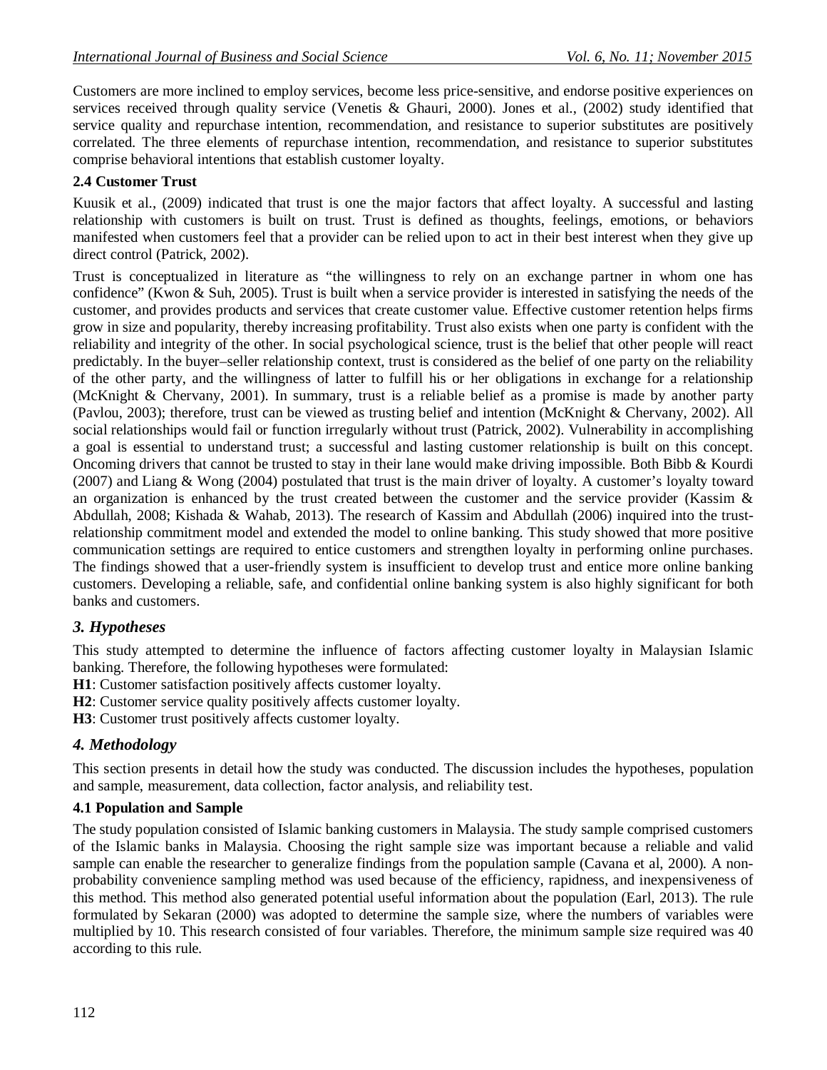Customers are more inclined to employ services, become less price-sensitive, and endorse positive experiences on services received through quality service (Venetis & Ghauri, 2000). Jones et al., (2002) study identified that service quality and repurchase intention, recommendation, and resistance to superior substitutes are positively correlated. The three elements of repurchase intention, recommendation, and resistance to superior substitutes comprise behavioral intentions that establish customer loyalty.

### 2.4 Customer Trust

Kuusik et al., (2009) indicated that trust is one the major factors that affect loyalty. A successful and lasting relationship with customers is built on trust. Trust is defined as thoughts, feelings, emotions, or behaviors manifested when customers feel that a provider can be relied upon to act in their best interest when they give up direct control (Patrick, 2002).

Trust is conceptualized in literature as "the willingness to rely on an exchange partner in whom one has confidence" (Kwon & Suh, 2005). Trust is built when a service provider is interested in satisfying the needs of the customer, and provides products and services that create customer value. Effective customer retention helps firms grow in size and popularity, thereby increasing profitability. Trust also exists when one party is confident with the reliability and integrity of the other. In social psychological science, trust is the belief that other people will react predictably. In the buyer–seller relationship context, trust is considered as the belief of one party on the reliability of the other party, and the willingness of latter to fulfill his or her obligations in exchange for a relationship (McKnight & Chervany, 2001). In summary, trust is a reliable belief as a promise is made by another party (Pavlou, 2003); therefore, trust can be viewed as trusting belief and intention (McKnight & Chervany, 2002). All social relationships would fail or function irregularly without trust (Patrick, 2002). Vulnerability in accomplishing a goal is essential to understand trust; a successful and lasting customer relationship is built on this concept. Oncoming drivers that cannot be trusted to stay in their lane would make driving impossible. Both Bibb & Kourdi (2007) and Liang & Wong (2004) postulated that trust is the main driver of loyalty. A customer's loyalty toward an organization is enhanced by the trust created between the customer and the service provider (Kassim & Abdullah, 2008; Kishada & Wahab, 2013). The research of Kassim and Abdullah (2006) inquired into the trust-relationship commitment model and extended the model to online banking. This study showed that more positive communication settings are required to entice customers and strengthen loyalty in performing online purchases. The findings showed that a user-friendly system is insufficient to develop trust and entice more online banking customers. Developing a reliable, safe, and confidential online banking system is also highly significant for both banks and customers.

## *3. Hypotheses*

This study attempted to determine the influence of factors affecting customer loyalty in Malaysian Islamic banking. Therefore, the following hypotheses were formulated:

**H1**: Customer satisfaction positively affects customer loyalty.
**H2**: Customer service quality positively affects customer loyalty.
**H3**: Customer trust positively affects customer loyalty.

## *4. Methodology*

This section presents in detail how the study was conducted. The discussion includes the hypotheses, population and sample, measurement, data collection, factor analysis, and reliability test.

### 4.1 Population and Sample

The study population consisted of Islamic banking customers in Malaysia. The study sample comprised customers of the Islamic banks in Malaysia. Choosing the right sample size was important because a reliable and valid sample can enable the researcher to generalize findings from the population sample (Cavana et al, 2000). A non-probability convenience sampling method was used because of the efficiency, rapidness, and inexpensiveness of this method. This method also generated potential useful information about the population (Earl, 2013). The rule formulated by Sekaran (2000) was adopted to determine the sample size, where the numbers of variables were multiplied by 10. This research consisted of four variables. Therefore, the minimum sample size required was 40 according to this rule.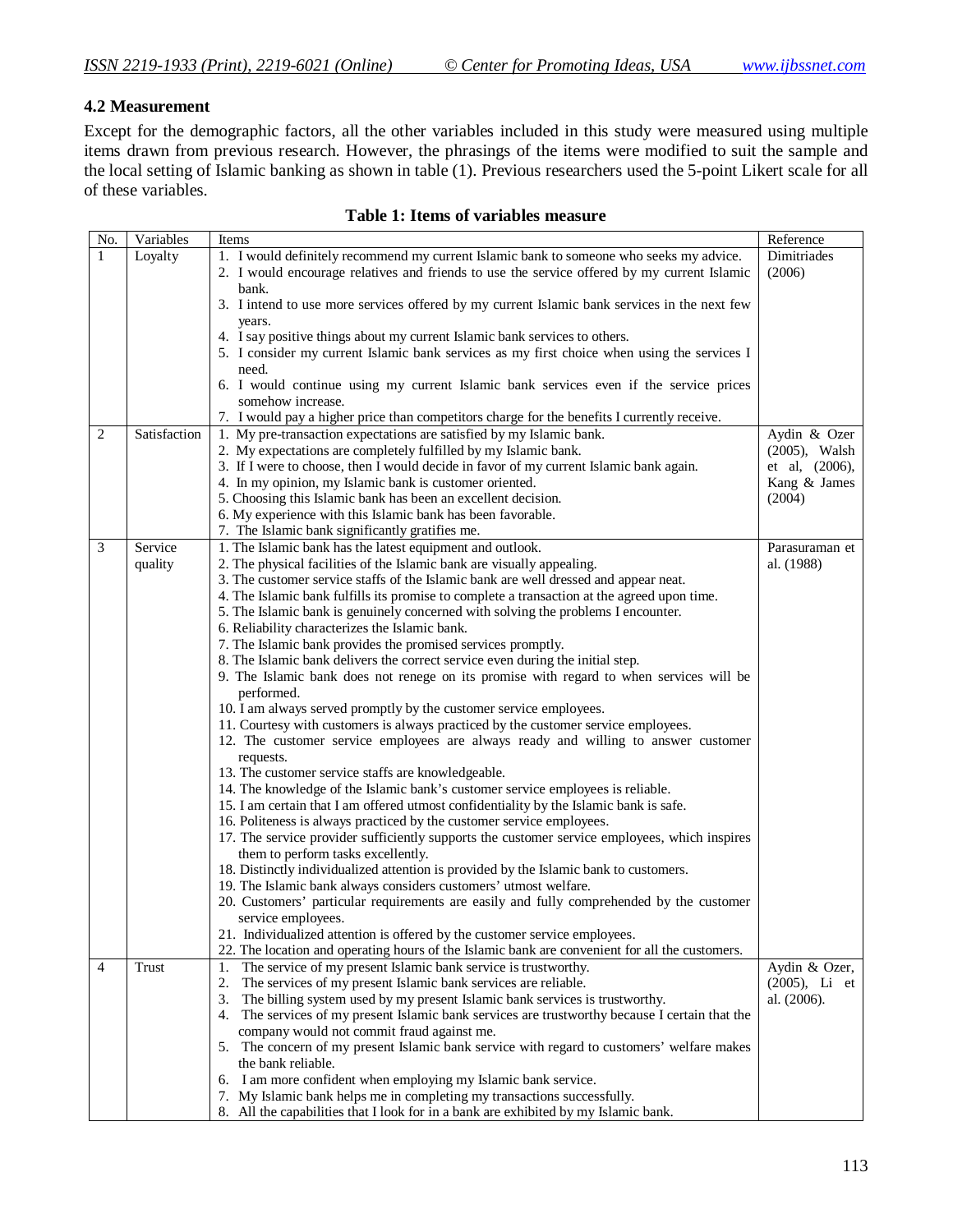### 4.2 Measurement

Except for the demographic factors, all the other variables included in this study were measured using multiple items drawn from previous research. However, the phrasings of the items were modified to suit the sample and the local setting of Islamic banking as shown in table (1). Previous researchers used the 5-point Likert scale for all of these variables.

**Table 1: Items of variables measure**

| No. | Variables | Items | Reference |
|---|---|---|---|
| 1 | Loyalty | 1. I would definitely recommend my current Islamic bank to someone who seeks my advice.<br>2. I would encourage relatives and friends to use the service offered by my current Islamic bank.<br>3. I intend to use more services offered by my current Islamic bank services in the next few years.<br>4. I say positive things about my current Islamic bank services to others.<br>5. I consider my current Islamic bank services as my first choice when using the services I need.<br>6. I would continue using my current Islamic bank services even if the service prices somehow increase.<br>7. I would pay a higher price than competitors charge for the benefits I currently receive. | Dimitriades (2006) |
| 2 | Satisfaction | 1. My pre-transaction expectations are satisfied by my Islamic bank.<br>2. My expectations are completely fulfilled by my Islamic bank.<br>3. If I were to choose, then I would decide in favor of my current Islamic bank again.<br>4. In my opinion, my Islamic bank is customer oriented.<br>5. Choosing this Islamic bank has been an excellent decision.<br>6. My experience with this Islamic bank has been favorable.<br>7. The Islamic bank significantly gratifies me. | Aydin & Ozer (2005), Walsh et al, (2006), Kang & James (2004) |
| 3 | Service quality | 1. The Islamic bank has the latest equipment and outlook.<br>2. The physical facilities of the Islamic bank are visually appealing.<br>3. The customer service staffs of the Islamic bank are well dressed and appear neat.<br>4. The Islamic bank fulfills its promise to complete a transaction at the agreed upon time.<br>5. The Islamic bank is genuinely concerned with solving the problems I encounter.<br>6. Reliability characterizes the Islamic bank.<br>7. The Islamic bank provides the promised services promptly.<br>8. The Islamic bank delivers the correct service even during the initial step.<br>9. The Islamic bank does not renege on its promise with regard to when services will be performed.<br>10. I am always served promptly by the customer service employees.<br>11. Courtesy with customers is always practiced by the customer service employees.<br>12. The customer service employees are always ready and willing to answer customer requests.<br>13. The customer service staffs are knowledgeable.<br>14. The knowledge of the Islamic bank's customer service employees is reliable.<br>15. I am certain that I am offered utmost confidentiality by the Islamic bank is safe.<br>16. Politeness is always practiced by the customer service employees.<br>17. The service provider sufficiently supports the customer service employees, which inspires them to perform tasks excellently.<br>18. Distinctly individualized attention is provided by the Islamic bank to customers.<br>19. The Islamic bank always considers customers' utmost welfare.<br>20. Customers' particular requirements are easily and fully comprehended by the customer service employees.<br>21. Individualized attention is offered by the customer service employees.<br>22. The location and operating hours of the Islamic bank are convenient for all the customers. | Parasuraman et al. (1988) |
| 4 | Trust | 1. The service of my present Islamic bank service is trustworthy.<br>2. The services of my present Islamic bank services are reliable.<br>3. The billing system used by my present Islamic bank services is trustworthy.<br>4. The services of my present Islamic bank services are trustworthy because I certain that the company would not commit fraud against me.<br>5. The concern of my present Islamic bank service with regard to customers' welfare makes the bank reliable.<br>6. I am more confident when employing my Islamic bank service.<br>7. My Islamic bank helps me in completing my transactions successfully.<br>8. All the capabilities that I look for in a bank are exhibited by my Islamic bank. | Aydin & Ozer, (2005), Li et al. (2006). |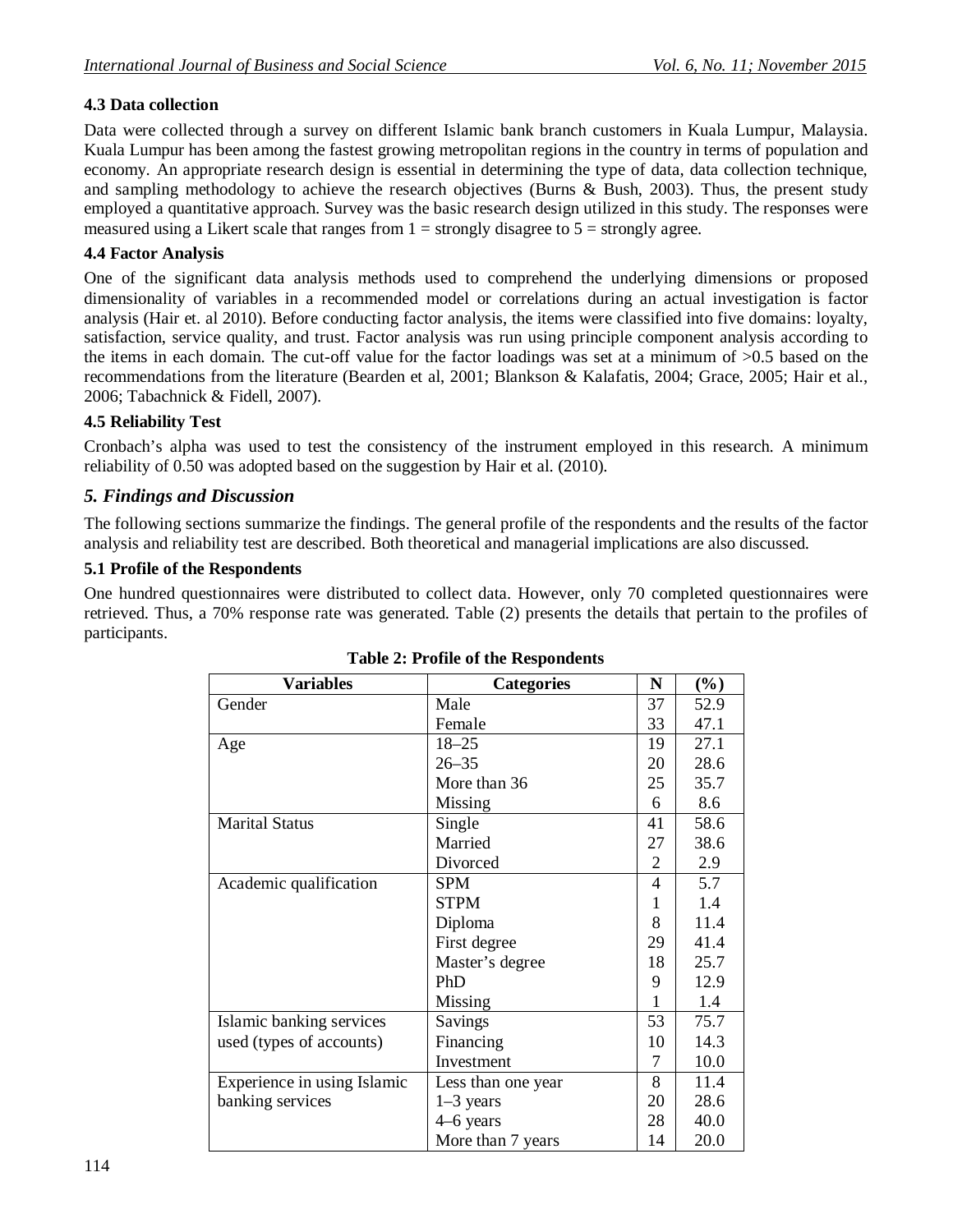### 4.3 Data collection

Data were collected through a survey on different Islamic bank branch customers in Kuala Lumpur, Malaysia. Kuala Lumpur has been among the fastest growing metropolitan regions in the country in terms of population and economy. An appropriate research design is essential in determining the type of data, data collection technique, and sampling methodology to achieve the research objectives (Burns & Bush, 2003). Thus, the present study employed a quantitative approach. Survey was the basic research design utilized in this study. The responses were measured using a Likert scale that ranges from 1 = strongly disagree to 5 = strongly agree.

### 4.4 Factor Analysis

One of the significant data analysis methods used to comprehend the underlying dimensions or proposed dimensionality of variables in a recommended model or correlations during an actual investigation is factor analysis (Hair et. al 2010). Before conducting factor analysis, the items were classified into five domains: loyalty, satisfaction, service quality, and trust. Factor analysis was run using principle component analysis according to the items in each domain. The cut-off value for the factor loadings was set at a minimum of >0.5 based on the recommendations from the literature (Bearden et al, 2001; Blankson & Kalafatis, 2004; Grace, 2005; Hair et al., 2006; Tabachnick & Fidell, 2007).

### 4.5 Reliability Test

Cronbach's alpha was used to test the consistency of the instrument employed in this research. A minimum reliability of 0.50 was adopted based on the suggestion by Hair et al. (2010).

## *5. Findings and Discussion*

The following sections summarize the findings. The general profile of the respondents and the results of the factor analysis and reliability test are described. Both theoretical and managerial implications are also discussed.

### 5.1 Profile of the Respondents

One hundred questionnaires were distributed to collect data. However, only 70 completed questionnaires were retrieved. Thus, a 70% response rate was generated. Table (2) presents the details that pertain to the profiles of participants.

**Table 2: Profile of the Respondents**

| Variables | Categories | N | (%) |
|---|---|---|---|
| Gender | Male | 37 | 52.9 |
| | Female | 33 | 47.1 |
| Age | 18–25 | 19 | 27.1 |
| | 26–35 | 20 | 28.6 |
| | More than 36 | 25 | 35.7 |
| | Missing | 6 | 8.6 |
| Marital Status | Single | 41 | 58.6 |
| | Married | 27 | 38.6 |
| | Divorced | 2 | 2.9 |
| Academic qualification | SPM | 4 | 5.7 |
| | STPM | 1 | 1.4 |
| | Diploma | 8 | 11.4 |
| | First degree | 29 | 41.4 |
| | Master's degree | 18 | 25.7 |
| | PhD | 9 | 12.9 |
| | Missing | 1 | 1.4 |
| Islamic banking services used (types of accounts) | Savings | 53 | 75.7 |
| | Financing | 10 | 14.3 |
| | Investment | 7 | 10.0 |
| Experience in using Islamic banking services | Less than one year | 8 | 11.4 |
| | 1–3 years | 20 | 28.6 |
| | 4–6 years | 28 | 40.0 |
| | More than 7 years | 14 | 20.0 |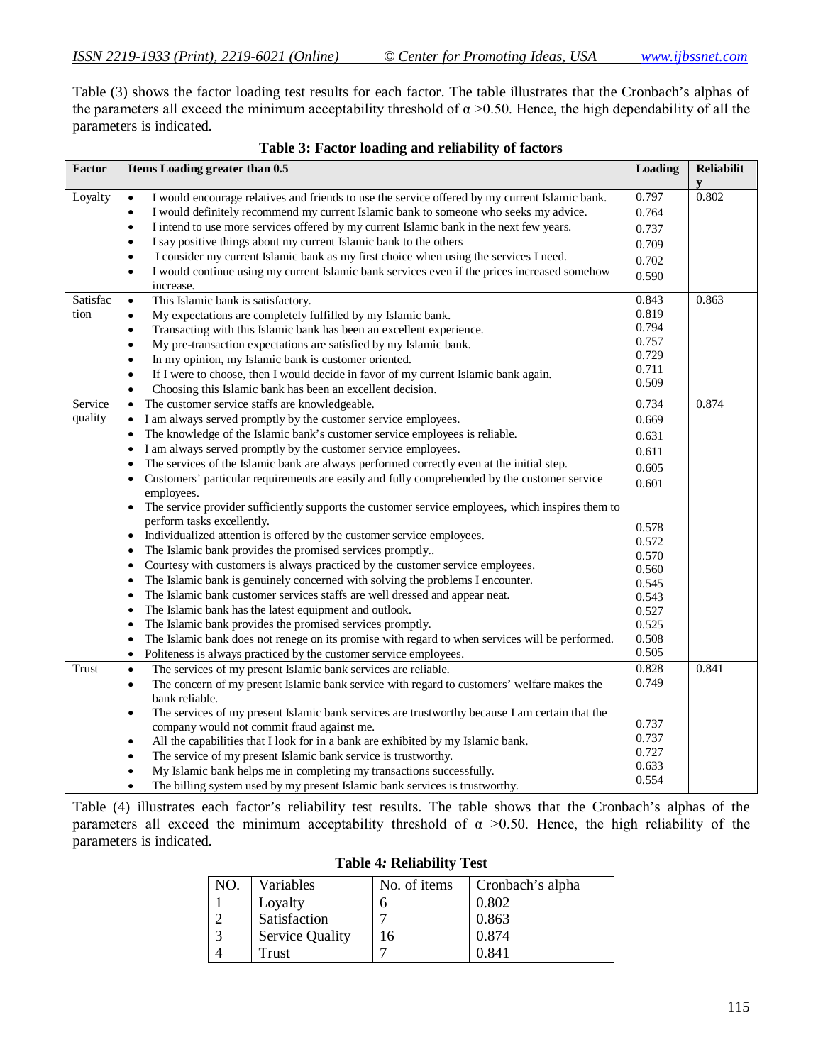Table (3) shows the factor loading test results for each factor. The table illustrates that the Cronbach's alphas of the parameters all exceed the minimum acceptability threshold of $\alpha$ >0.50. Hence, the high dependability of all the parameters is indicated.

**Table 3: Factor loading and reliability of factors**

| Factor | Items Loading greater than 0.5 | Loading | Reliability |
|---|---|---|---|
| Loyalty | • I would encourage relatives and friends to use the service offered by my current Islamic bank. | 0.797 | 0.802 |
| | • I would definitely recommend my current Islamic bank to someone who seeks my advice. | 0.764 | |
| | • I intend to use more services offered by my current Islamic bank in the next few years. | 0.737 | |
| | • I say positive things about my current Islamic bank to the others | 0.709 | |
| | • I consider my current Islamic bank as my first choice when using the services I need. | 0.702 | |
| | • I would continue using my current Islamic bank services even if the prices increased somehow increase. | 0.590 | |
| Satisfaction | • This Islamic bank is satisfactory. | 0.843 | 0.863 |
| | • My expectations are completely fulfilled by my Islamic bank. | 0.819 | |
| | • Transacting with this Islamic bank has been an excellent experience. | 0.794 | |
| | • My pre-transaction expectations are satisfied by my Islamic bank. | 0.757 | |
| | • In my opinion, my Islamic bank is customer oriented. | 0.729 | |
| | • If I were to choose, then I would decide in favor of my current Islamic bank again. | 0.711 | |
| | • Choosing this Islamic bank has been an excellent decision. | 0.509 | |
| Service quality | • The customer service staffs are knowledgeable. | 0.734 | 0.874 |
| | • I am always served promptly by the customer service employees. | 0.669 | |
| | • The knowledge of the Islamic bank's customer service employees is reliable. | 0.631 | |
| | • I am always served promptly by the customer service employees. | 0.611 | |
| | • The services of the Islamic bank are always performed correctly even at the initial step. | 0.605 | |
| | • Customers' particular requirements are easily and fully comprehended by the customer service employees. | 0.601 | |
| | • The service provider sufficiently supports the customer service employees, which inspires them to perform tasks excellently. | 0.578 | |
| | • Individualized attention is offered by the customer service employees. | 0.572 | |
| | • The Islamic bank provides the promised services promptly.. | 0.570 | |
| | • Courtesy with customers is always practiced by the customer service employees. | 0.560 | |
| | • The Islamic bank is genuinely concerned with solving the problems I encounter. | 0.545 | |
| | • The Islamic bank customer services staffs are well dressed and appear neat. | 0.543 | |
| | • The Islamic bank has the latest equipment and outlook. | 0.527 | |
| | • The Islamic bank provides the promised services promptly. | 0.525 | |
| | • The Islamic bank does not renege on its promise with regard to when services will be performed. | 0.508 | |
| | • Politeness is always practiced by the customer service employees. | 0.505 | |
| Trust | • The services of my present Islamic bank services are reliable. | 0.828 | 0.841 |
| | • The concern of my present Islamic bank service with regard to customers' welfare makes the bank reliable. | 0.749 | |
| | • The services of my present Islamic bank services are trustworthy because I am certain that the company would not commit fraud against me. | 0.737 | |
| | • All the capabilities that I look for in a bank are exhibited by my Islamic bank. | 0.737 | |
| | • The service of my present Islamic bank service is trustworthy. | 0.727 | |
| | • My Islamic bank helps me in completing my transactions successfully. | 0.633 | |
| | • The billing system used by my present Islamic bank services is trustworthy. | 0.554 | |

Table (4) illustrates each factor's reliability test results. The table shows that the Cronbach's alphas of the parameters all exceed the minimum acceptability threshold of $\alpha$ >0.50. Hence, the high reliability of the parameters is indicated.

**Table 4: Reliability Test**

| NO. | Variables | No. of items | Cronbach's alpha |
|---|---|---|---|
| 1 | Loyalty | 6 | 0.802 |
| 2 | Satisfaction | 7 | 0.863 |
| 3 | Service Quality | 16 | 0.874 |
| 4 | Trust | 7 | 0.841 |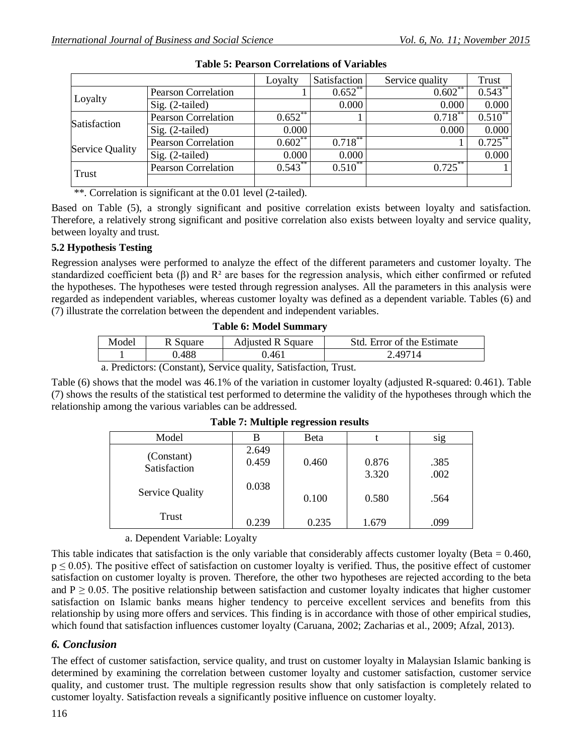**Table 5: Pearson Correlations of Variables**

| | | Loyalty | Satisfaction | Service quality | Trust |
|---|---|---|---|---|---|
| Loyalty | Pearson Correlation | 1 | 0.652** | 0.602** | 0.543** |
| | Sig. (2-tailed) | | 0.000 | 0.000 | 0.000 |
| Satisfaction | Pearson Correlation | 0.652** | 1 | 0.718** | 0.510** |
| | Sig. (2-tailed) | 0.000 | | 0.000 | 0.000 |
| Service Quality | Pearson Correlation | 0.602** | 0.718** | 1 | 0.725** |
| | Sig. (2-tailed) | 0.000 | 0.000 | | 0.000 |
| Trust | Pearson Correlation | 0.543** | 0.510** | 0.725** | 1 |
| | | | | | |

**. Correlation is significant at the 0.01 level (2-tailed).

Based on Table (5), a strongly significant and positive correlation exists between loyalty and satisfaction. Therefore, a relatively strong significant and positive correlation also exists between loyalty and service quality, between loyalty and trust.

### 5.2 Hypothesis Testing

Regression analyses were performed to analyze the effect of the different parameters and customer loyalty. The standardized coefficient beta (β) and $R^2$ are bases for the regression analysis, which either confirmed or refuted the hypotheses. The hypotheses were tested through regression analyses. All the parameters in this analysis were regarded as independent variables, whereas customer loyalty was defined as a dependent variable. Tables (6) and (7) illustrate the correlation between the dependent and independent variables.

**Table 6: Model Summary**

| Model | R Square | Adjusted R Square | Std. Error of the Estimate |
|---|---|---|---|
| 1 | 0.488 | 0.461 | 2.49714 |

a. Predictors: (Constant), Service quality, Satisfaction, Trust.

Table (6) shows that the model was 46.1% of the variation in customer loyalty (adjusted R-squared: 0.461). Table (7) shows the results of the statistical test performed to determine the validity of the hypotheses through which the relationship among the various variables can be addressed.

**Table 7: Multiple regression results**

| Model | B | Beta | t | sig |
|---|---|---|---|---|
| (Constant) | 2.649 | | 0.876 | .385 |
| Satisfaction | 0.459 | 0.460 | 3.320 | .002 |
| Service Quality | 0.038 | 0.100 | 0.580 | .564 |
| Trust | 0.239 | 0.235 | 1.679 | .099 |

a. Dependent Variable: Loyalty

This table indicates that satisfaction is the only variable that considerably affects customer loyalty (Beta = 0.460, $p \leq 0.05$). The positive effect of satisfaction on customer loyalty is verified. Thus, the positive effect of customer satisfaction on customer loyalty is proven. Therefore, the other two hypotheses are rejected according to the beta and $P \geq 0.05$. The positive relationship between satisfaction and customer loyalty indicates that higher customer satisfaction on Islamic banks means higher tendency to perceive excellent services and benefits from this relationship by using more offers and services. This finding is in accordance with those of other empirical studies, which found that satisfaction influences customer loyalty (Caruana, 2002; Zacharias et al., 2009; Afzal, 2013).

## *6. Conclusion*

The effect of customer satisfaction, service quality, and trust on customer loyalty in Malaysian Islamic banking is determined by examining the correlation between customer loyalty and customer satisfaction, customer service quality, and customer trust. The multiple regression results show that only satisfaction is completely related to customer loyalty. Satisfaction reveals a significantly positive influence on customer loyalty.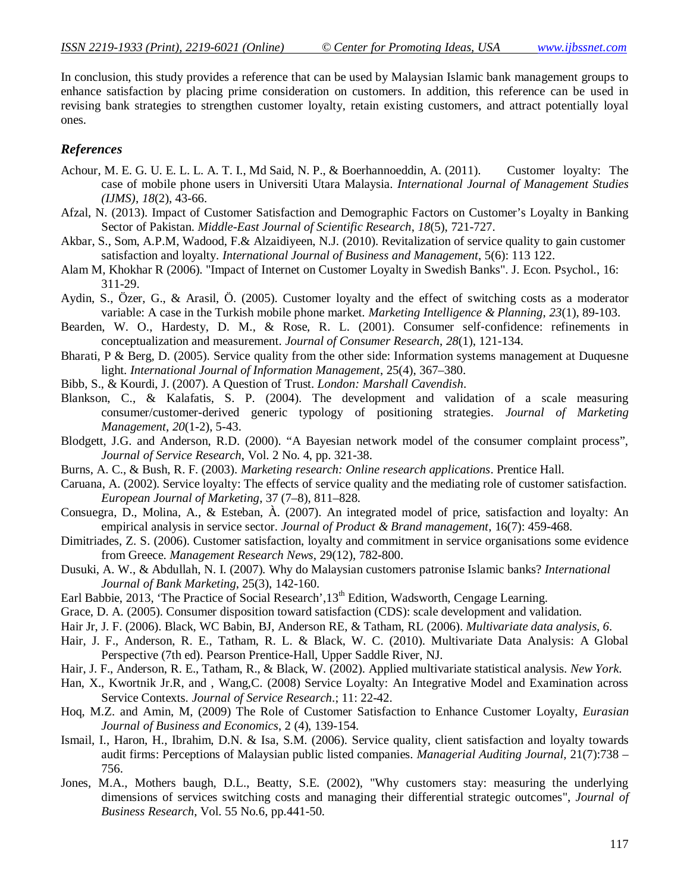In conclusion, this study provides a reference that can be used by Malaysian Islamic bank management groups to enhance satisfaction by placing prime consideration on customers. In addition, this reference can be used in revising bank strategies to strengthen customer loyalty, retain existing customers, and attract potentially loyal ones.

### *References*

Achour, M. E. G. U. E. L. L. A. T. I., Md Said, N. P., & Boerhannoeddin, A. (2011). Customer loyalty: The case of mobile phone users in Universiti Utara Malaysia. *International Journal of Management Studies (IJMS)*, *18*(2), 43-66.

Afzal, N. (2013). Impact of Customer Satisfaction and Demographic Factors on Customer's Loyalty in Banking Sector of Pakistan. *Middle-East Journal of Scientific Research*, *18*(5), 721-727.

Akbar, S., Som, A.P.M, Wadood, F.& Alzaidiyeen, N.J. (2010). Revitalization of service quality to gain customer satisfaction and loyalty. *International Journal of Business and Management*, 5(6): 113 122.

Alam M, Khokhar R (2006). "Impact of Internet on Customer Loyalty in Swedish Banks". J. Econ. Psychol., 16: 311-29.

Aydin, S., Özer, G., & Arasil, Ö. (2005). Customer loyalty and the effect of switching costs as a moderator variable: A case in the Turkish mobile phone market. *Marketing Intelligence & Planning*, *23*(1), 89-103.

Bearden, W. O., Hardesty, D. M., & Rose, R. L. (2001). Consumer self-confidence: refinements in conceptualization and measurement. *Journal of Consumer Research*, *28*(1), 121-134.

Bharati, P & Berg, D. (2005). Service quality from the other side: Information systems management at Duquesne light. *International Journal of Information Management*, 25(4), 367–380.

Bibb, S., & Kourdi, J. (2007). A Question of Trust. *London: Marshall Cavendish*.

Blankson, C., & Kalafatis, S. P. (2004). The development and validation of a scale measuring consumer/customer-derived generic typology of positioning strategies. *Journal of Marketing Management*, *20*(1-2), 5-43.

Blodgett, J.G. and Anderson, R.D. (2000). "A Bayesian network model of the consumer complaint process", *Journal of Service Research*, Vol. 2 No. 4, pp. 321-38.

Burns, A. C., & Bush, R. F. (2003). *Marketing research: Online research applications*. Prentice Hall.

Caruana, A. (2002). Service loyalty: The effects of service quality and the mediating role of customer satisfaction. *European Journal of Marketing*, 37 (7–8), 811–828.

Consuegra, D., Molina, A., & Esteban, À. (2007). An integrated model of price, satisfaction and loyalty: An empirical analysis in service sector. *Journal of Product & Brand management*, 16(7): 459-468.

Dimitriades, Z. S. (2006). Customer satisfaction, loyalty and commitment in service organisations some evidence from Greece. *Management Research News*, 29(12), 782-800.

Dusuki, A. W., & Abdullah, N. I. (2007). Why do Malaysian customers patronise Islamic banks? *International Journal of Bank Marketing*, 25(3), 142-160.

Earl Babbie, 2013, 'The Practice of Social Research',13th Edition, Wadsworth, Cengage Learning.

Grace, D. A. (2005). Consumer disposition toward satisfaction (CDS): scale development and validation.

Hair Jr, J. F. (2006). Black, WC Babin, BJ, Anderson RE, & Tatham, RL (2006). *Multivariate data analysis*, *6*.

Hair, J. F., Anderson, R. E., Tatham, R. L. & Black, W. C. (2010). Multivariate Data Analysis: A Global Perspective (7th ed). Pearson Prentice-Hall, Upper Saddle River, NJ.

Hair, J. F., Anderson, R. E., Tatham, R., & Black, W. (2002). Applied multivariate statistical analysis. *New York*.

Han, X., Kwortnik Jr.R, and , Wang,C. (2008) Service Loyalty: An Integrative Model and Examination across Service Contexts. *Journal of Service Research*.; 11: 22-42.

Hoq, M.Z. and Amin, M, (2009) The Role of Customer Satisfaction to Enhance Customer Loyalty, *Eurasian Journal of Business and Economics*, 2 (4), 139-154.

Ismail, I., Haron, H., Ibrahim, D.N. & Isa, S.M. (2006). Service quality, client satisfaction and loyalty towards audit firms: Perceptions of Malaysian public listed companies. *Managerial Auditing Journal*, 21(7):738 – 756.

Jones, M.A., Mothers baugh, D.L., Beatty, S.E. (2002), "Why customers stay: measuring the underlying dimensions of services switching costs and managing their differential strategic outcomes", *Journal of Business Research*, Vol. 55 No.6, pp.441-50.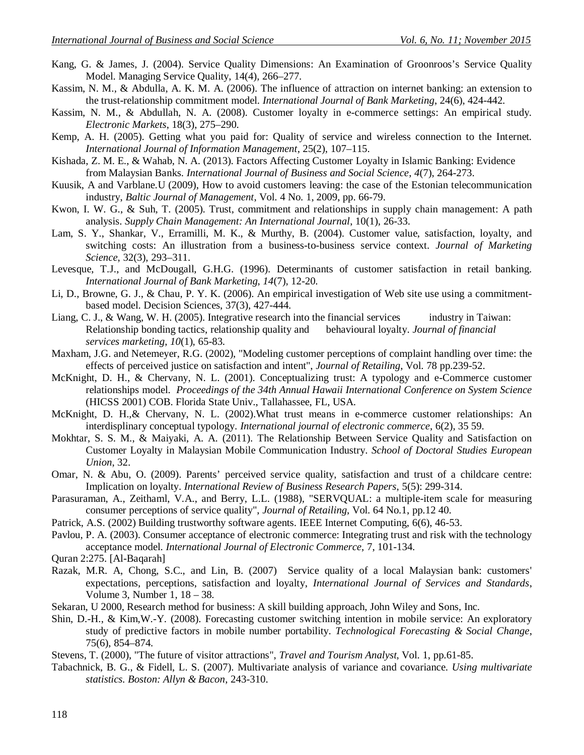Kang, G. & James, J. (2004). Service Quality Dimensions: An Examination of Groonroos's Service Quality Model. Managing Service Quality, 14(4), 266–277.

Kassim, N. M., & Abdulla, A. K. M. A. (2006). The influence of attraction on internet banking: an extension to the trust-relationship commitment model. *International Journal of Bank Marketing*, 24(6), 424-442.

Kassim, N. M., & Abdullah, N. A. (2008). Customer loyalty in e-commerce settings: An empirical study. *Electronic Markets*, 18(3), 275–290.

Kemp, A. H. (2005). Getting what you paid for: Quality of service and wireless connection to the Internet. *International Journal of Information Management*, 25(2), 107–115.

Kishada, Z. M. E., & Wahab, N. A. (2013). Factors Affecting Customer Loyalty in Islamic Banking: Evidence from Malaysian Banks. *International Journal of Business and Social Science*, *4*(7), 264-273.

Kuusik, A and Varblane.U (2009), How to avoid customers leaving: the case of the Estonian telecommunication industry, *Baltic Journal of Management*, Vol. 4 No. 1, 2009, pp. 66-79.

Kwon, I. W. G., & Suh, T. (2005). Trust, commitment and relationships in supply chain management: A path analysis. *Supply Chain Management: An International Journal*, 10(1), 26-33.

Lam, S. Y., Shankar, V., Erramilli, M. K., & Murthy, B. (2004). Customer value, satisfaction, loyalty, and switching costs: An illustration from a business-to-business service context. *Journal of Marketing Science*, 32(3), 293–311.

Levesque, T.J., and McDougall, G.H.G. (1996). Determinants of customer satisfaction in retail banking. *International Journal of Bank Marketing, 14*(7), 12-20.

Li, D., Browne, G. J., & Chau, P. Y. K. (2006). An empirical investigation of Web site use using a commitment-based model. Decision Sciences, 37(3), 427-444.

Liang, C. J., & Wang, W. H. (2005). Integrative research into the financial services industry in Taiwan: Relationship bonding tactics, relationship quality and behavioural loyalty. *Journal of financial services marketing*, *10*(1), 65-83.

Maxham, J.G. and Netemeyer, R.G. (2002), "Modeling customer perceptions of complaint handling over time: the effects of perceived justice on satisfaction and intent", *Journal of Retailing*, Vol. 78 pp.239-52.

McKnight, D. H., & Chervany, N. L. (2001). Conceptualizing trust: A typology and e-Commerce customer relationships model. *Proceedings of the 34th Annual Hawaii International Conference on System Science* (HICSS 2001) COB. Florida State Univ., Tallahassee, FL, USA.

McKnight, D. H.,& Chervany, N. L. (2002).What trust means in e-commerce customer relationships: An interdisplinary conceptual typology. *International journal of electronic commerce*, 6(2), 35 59.

Mokhtar, S. S. M., & Maiyaki, A. A. (2011). The Relationship Between Service Quality and Satisfaction on Customer Loyalty in Malaysian Mobile Communication Industry. *School of Doctoral Studies European Union*, 32.

Omar, N. & Abu, O. (2009). Parents' perceived service quality, satisfaction and trust of a childcare centre: Implication on loyalty. *International Review of Business Research Papers*, 5(5): 299-314.

Parasuraman, A., Zeithaml, V.A., and Berry, L.L. (1988), "SERVQUAL: a multiple-item scale for measuring consumer perceptions of service quality", *Journal of Retailing*, Vol. 64 No.1, pp.12 40.

Patrick, A.S. (2002) Building trustworthy software agents. IEEE Internet Computing, 6(6), 46-53.

Pavlou, P. A. (2003). Consumer acceptance of electronic commerce: Integrating trust and risk with the technology acceptance model. *International Journal of Electronic Commerce*, 7, 101-134.

Quran 2:275. [Al-Baqarah]

Razak, M.R. A, Chong, S.C., and Lin, B. (2007) Service quality of a local Malaysian bank: customers' expectations, perceptions, satisfaction and loyalty, *International Journal of Services and Standards*, Volume 3, Number 1, 18 – 38.

Sekaran, U 2000, Research method for business: A skill building approach, John Wiley and Sons, Inc.

Shin, D.-H., & Kim,W.-Y. (2008). Forecasting customer switching intention in mobile service: An exploratory study of predictive factors in mobile number portability. *Technological Forecasting & Social Change*, 75(6), 854–874.

Stevens, T. (2000), "The future of visitor attractions", *Travel and Tourism Analyst*, Vol. 1, pp.61-85.

Tabachnick, B. G., & Fidell, L. S. (2007). Multivariate analysis of variance and covariance. *Using multivariate statistics. Boston: Allyn & Bacon*, 243-310.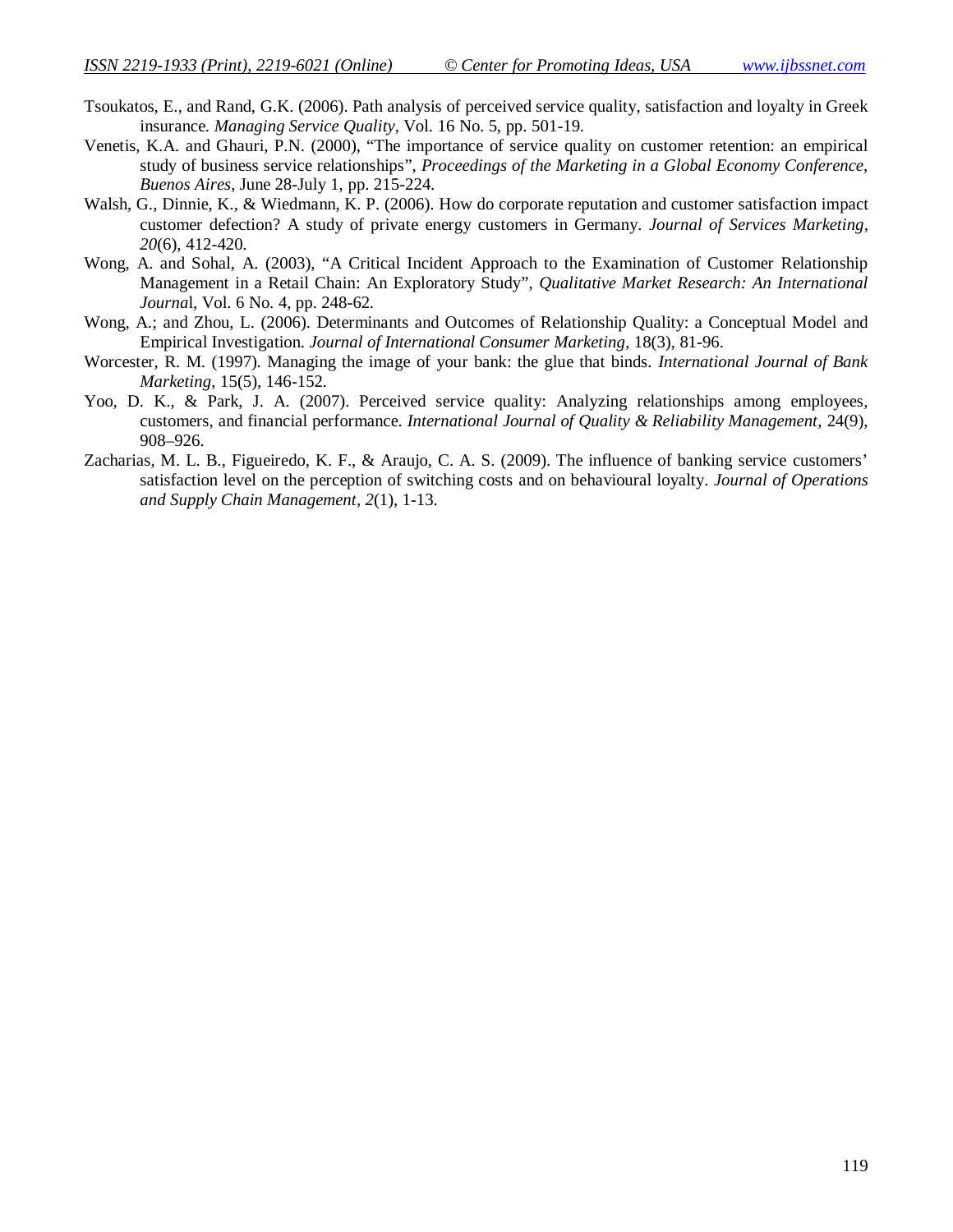Tsoukatos, E., and Rand, G.K. (2006). Path analysis of perceived service quality, satisfaction and loyalty in Greek insurance. *Managing Service Quality*, Vol. 16 No. 5, pp. 501-19.

Venetis, K.A. and Ghauri, P.N. (2000), "The importance of service quality on customer retention: an empirical study of business service relationships", *Proceedings of the Marketing in a Global Economy Conference, Buenos Aires*, June 28-July 1, pp. 215-224.

Walsh, G., Dinnie, K., & Wiedmann, K. P. (2006). How do corporate reputation and customer satisfaction impact customer defection? A study of private energy customers in Germany. *Journal of Services Marketing*, *20*(6), 412-420.

Wong, A. and Sohal, A. (2003), "A Critical Incident Approach to the Examination of Customer Relationship Management in a Retail Chain: An Exploratory Study", *Qualitative Market Research: An International Journa*l, Vol. 6 No. 4, pp. 248-62.

Wong, A.; and Zhou, L. (2006). Determinants and Outcomes of Relationship Quality: a Conceptual Model and Empirical Investigation. *Journal of International Consumer Marketing*, 18(3), 81-96.

Worcester, R. M. (1997). Managing the image of your bank: the glue that binds. *International Journal of Bank Marketing*, 15(5), 146-152.

Yoo, D. K., & Park, J. A. (2007). Perceived service quality: Analyzing relationships among employees, customers, and financial performance. *International Journal of Quality & Reliability Management*, 24(9), 908–926.

Zacharias, M. L. B., Figueiredo, K. F., & Araujo, C. A. S. (2009). The influence of banking service customers' satisfaction level on the perception of switching costs and on behavioural loyalty. *Journal of Operations and Supply Chain Management*, *2*(1), 1-13.